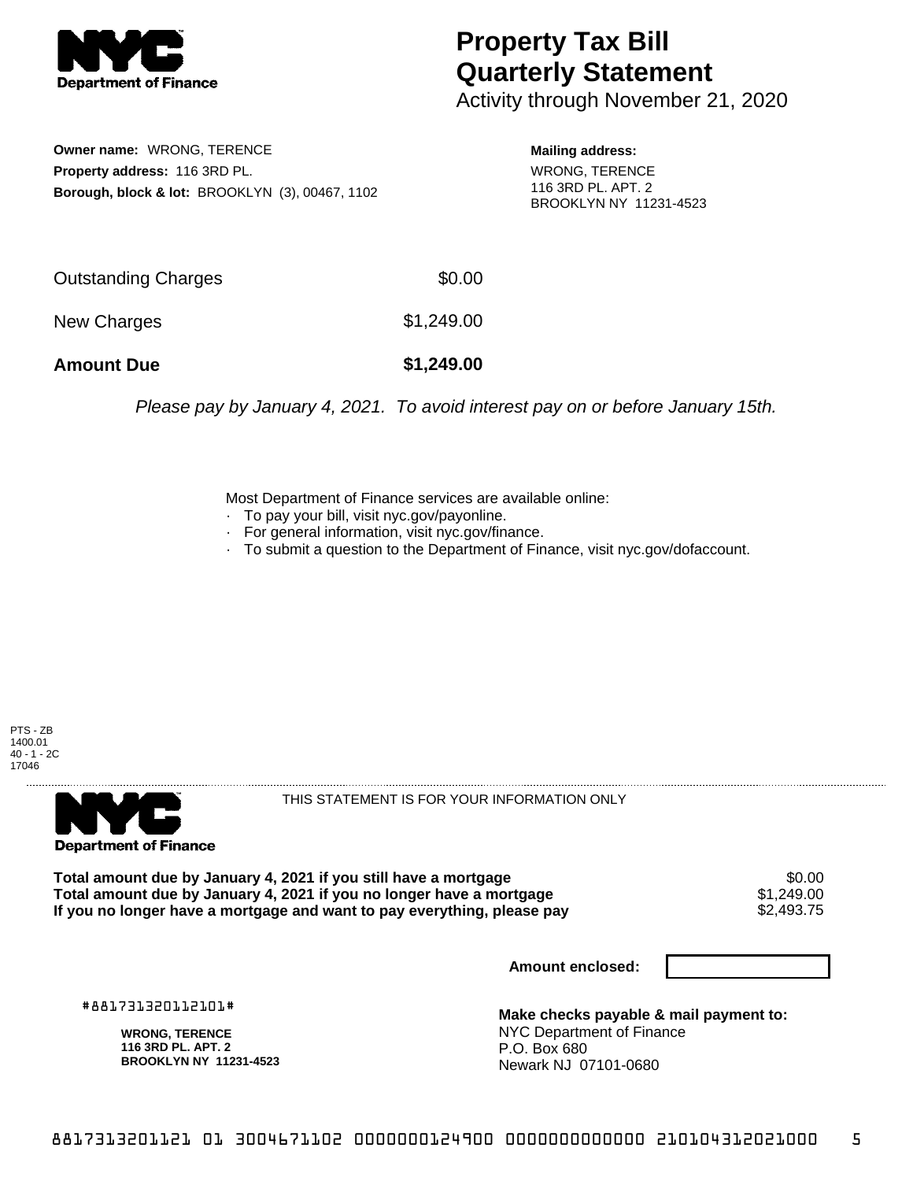**Department of Finance**

# Property Tax Bill Quarterly Statement

Activity through November 21, 2020

**Owner name:** WRONG, TERENCE
**Property address:** 116 3RD PL.
**Borough, block & lot:** BROOKLYN (3), 00467, 1102

**Mailing address:**
WRONG, TERENCE
116 3RD PL. APT. 2
BROOKLYN NY 11231-4523

| | |
|---|---|
| Outstanding Charges | $0.00 |
| New Charges | $1,249.00 |
| **Amount Due** | **$1,249.00** |

*Please pay by January 4, 2021. To avoid interest pay on or before January 15th.*

Most Department of Finance services are available online:

- To pay your bill, visit nyc.gov/payonline.
- For general information, visit nyc.gov/finance.
- To submit a question to the Department of Finance, visit nyc.gov/dofaccount.

PTS - ZB
1400.01
40 - 1 - 2C
17046

**Department of Finance**

THIS STATEMENT IS FOR YOUR INFORMATION ONLY

| | |
|---|---|
| **Total amount due by January 4, 2021 if you still have a mortgage** | $0.00 |
| **Total amount due by January 4, 2021 if you no longer have a mortgage** | $1,249.00 |
| **If you no longer have a mortgage and want to pay everything, please pay** | $2,493.75 |

**Amount enclosed:**

#881731320112101#

**WRONG, TERENCE**
**116 3RD PL. APT. 2**
**BROOKLYN NY 11231-4523**

**Make checks payable & mail payment to:**
NYC Department of Finance
P.O. Box 680
Newark NJ 07101-0680

8817313201121 01 3004671102 0000000124900 0000000000000 210104312021000 5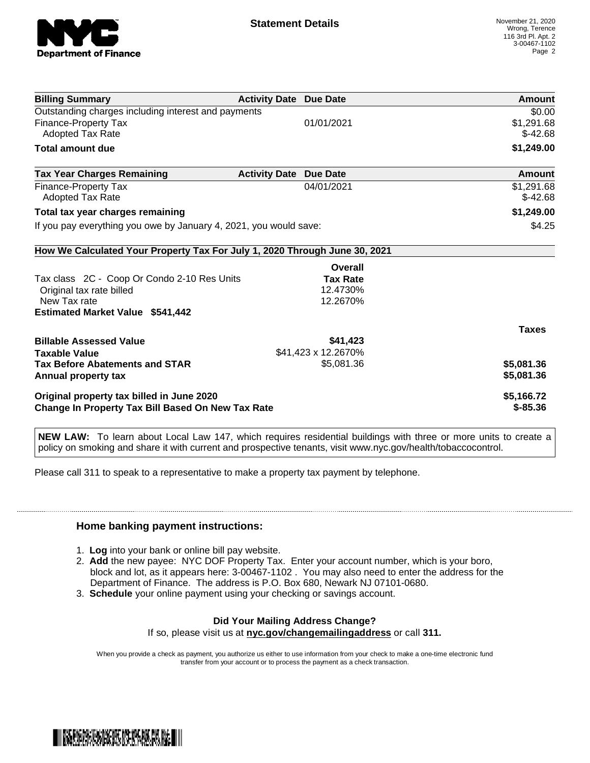**Statement Details**

November 21, 2020
Wrong, Terence
116 3rd Pl. Apt. 2
3-00467-1102

| Billing Summary | Activity Date | Due Date | Amount |
| --- | --- | --- | --- |
| Outstanding charges including interest and payments | | | $0.00 |
| Finance-Property Tax | | 01/01/2021 | $1,291.68 |
| Adopted Tax Rate | | | $-42.68 |
| **Total amount due** | | | **$1,249.00** |

| Tax Year Charges Remaining | Activity Date | Due Date | Amount |
| --- | --- | --- | --- |
| Finance-Property Tax | | 04/01/2021 | $1,291.68 |
| Adopted Tax Rate | | | $-42.68 |
| **Total tax year charges remaining** | | | **$1,249.00** |
| If you pay everything you owe by January 4, 2021, you would save: | | | $4.25 |

**How We Calculated Your Property Tax For July 1, 2020 Through June 30, 2021**

| | Overall Tax Rate | Taxes |
| --- | --- | --- |
| Tax class 2C - Coop Or Condo 2-10 Res Units | | |
| Original tax rate billed | 12.4730% | |
| New Tax rate | 12.2670% | |
| **Estimated Market Value $541,442** | | |
| **Billable Assessed Value** | **$41,423** | |
| **Taxable Value** | $41,423 x 12.2670% | |
| **Tax Before Abatements and STAR** | $5,081.36 | **$5,081.36** |
| **Annual property tax** | | **$5,081.36** |
| **Original property tax billed in June 2020** | | **$5,166.72** |
| **Change In Property Tax Bill Based On New Tax Rate** | | **$-85.36** |

**NEW LAW:** To learn about Local Law 147, which requires residential buildings with three or more units to create a policy on smoking and share it with current and prospective tenants, visit www.nyc.gov/health/tobaccocontrol.

Please call 311 to speak to a representative to make a property tax payment by telephone.

### Home banking payment instructions:

1. **Log** into your bank or online bill pay website.
2. **Add** the new payee: NYC DOF Property Tax. Enter your account number, which is your boro, block and lot, as it appears here: 3-00467-1102 . You may also need to enter the address for the Department of Finance. The address is P.O. Box 680, Newark NJ 07101-0680.
3. **Schedule** your online payment using your checking or savings account.

**Did Your Mailing Address Change?**
If so, please visit us at **nyc.gov/changemailingaddress** or call **311.**

When you provide a check as payment, you authorize us either to use information from your check to make a one-time electronic fund transfer from your account or to process the payment as a check transaction.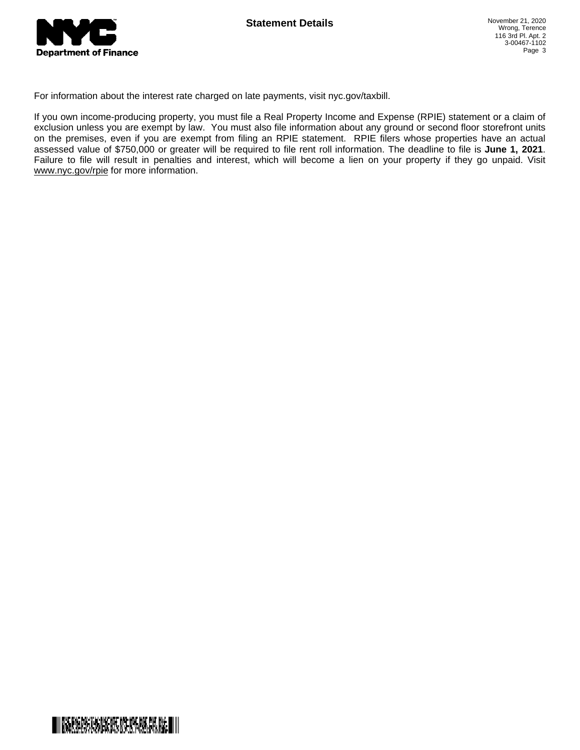For information about the interest rate charged on late payments, visit nyc.gov/taxbill.

If you own income-producing property, you must file a Real Property Income and Expense (RPIE) statement or a claim of exclusion unless you are exempt by law. You must also file information about any ground or second floor storefront units on the premises, even if you are exempt from filing an RPIE statement. RPIE filers whose properties have an actual assessed value of $750,000 or greater will be required to file rent roll information. The deadline to file is **June 1, 2021**. Failure to file will result in penalties and interest, which will become a lien on your property if they go unpaid. Visit www.nyc.gov/rpie for more information.